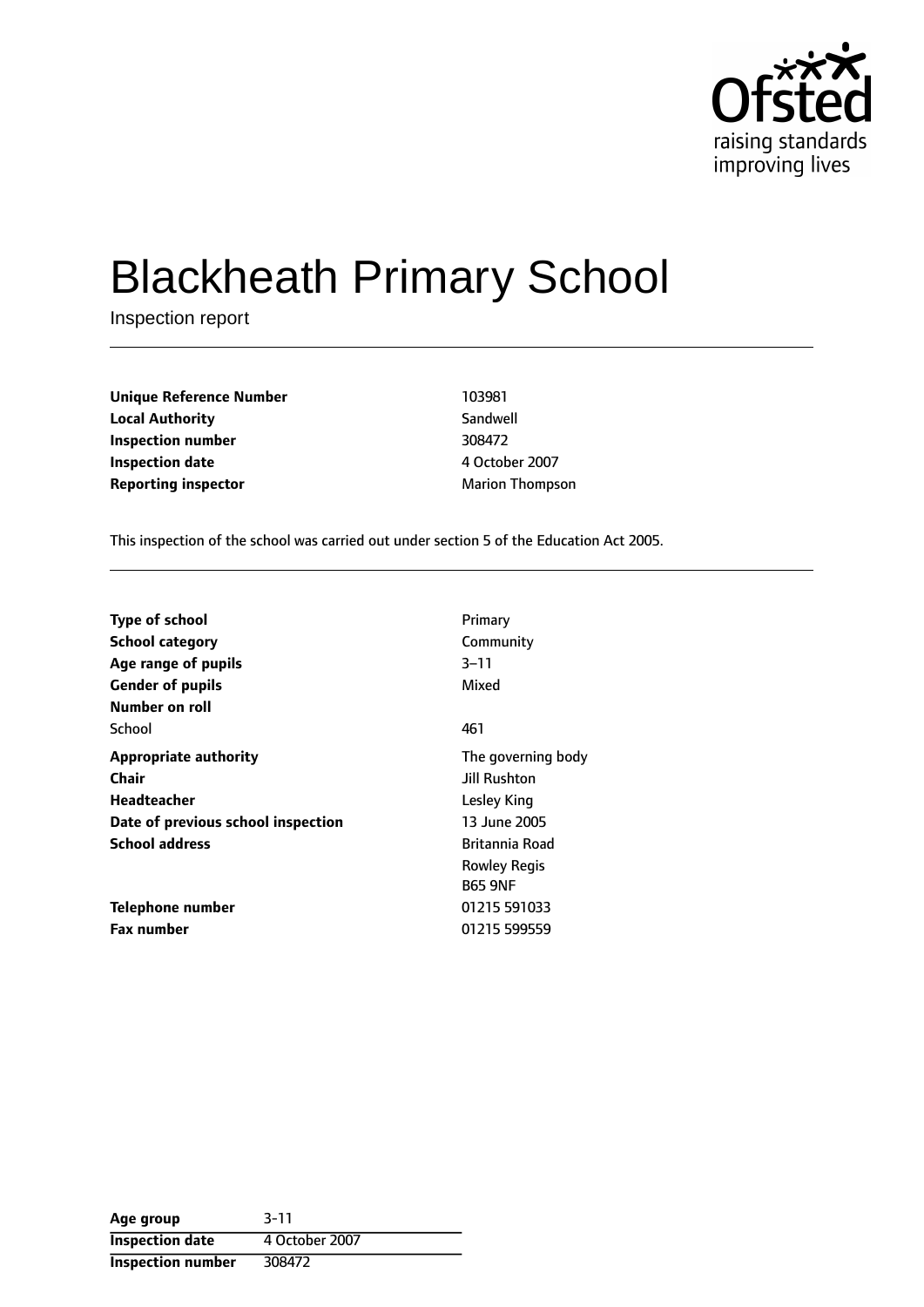Ofsted
raising standards
improving lives

# Blackheath Primary School

Inspection report

| | |
|---|---|
| **Unique Reference Number** | 103981 |
| **Local Authority** | Sandwell |
| **Inspection number** | 308472 |
| **Inspection date** | 4 October 2007 |
| **Reporting inspector** | Marion Thompson |

This inspection of the school was carried out under section 5 of the Education Act 2005.

| | |
|---|---|
| **Type of school** | Primary |
| **School category** | Community |
| **Age range of pupils** | 3–11 |
| **Gender of pupils** | Mixed |
| **Number on roll** | |
| School | 461 |
| **Appropriate authority** | The governing body |
| **Chair** | Jill Rushton |
| **Headteacher** | Lesley King |
| **Date of previous school inspection** | 13 June 2005 |
| **School address** | Britannia Road<br>Rowley Regis<br>B65 9NF |
| **Telephone number** | 01215 591033 |
| **Fax number** | 01215 599559 |

| | |
|---|---|
| **Age group** | 3-11 |
| **Inspection date** | 4 October 2007 |
| **Inspection number** | 308472 |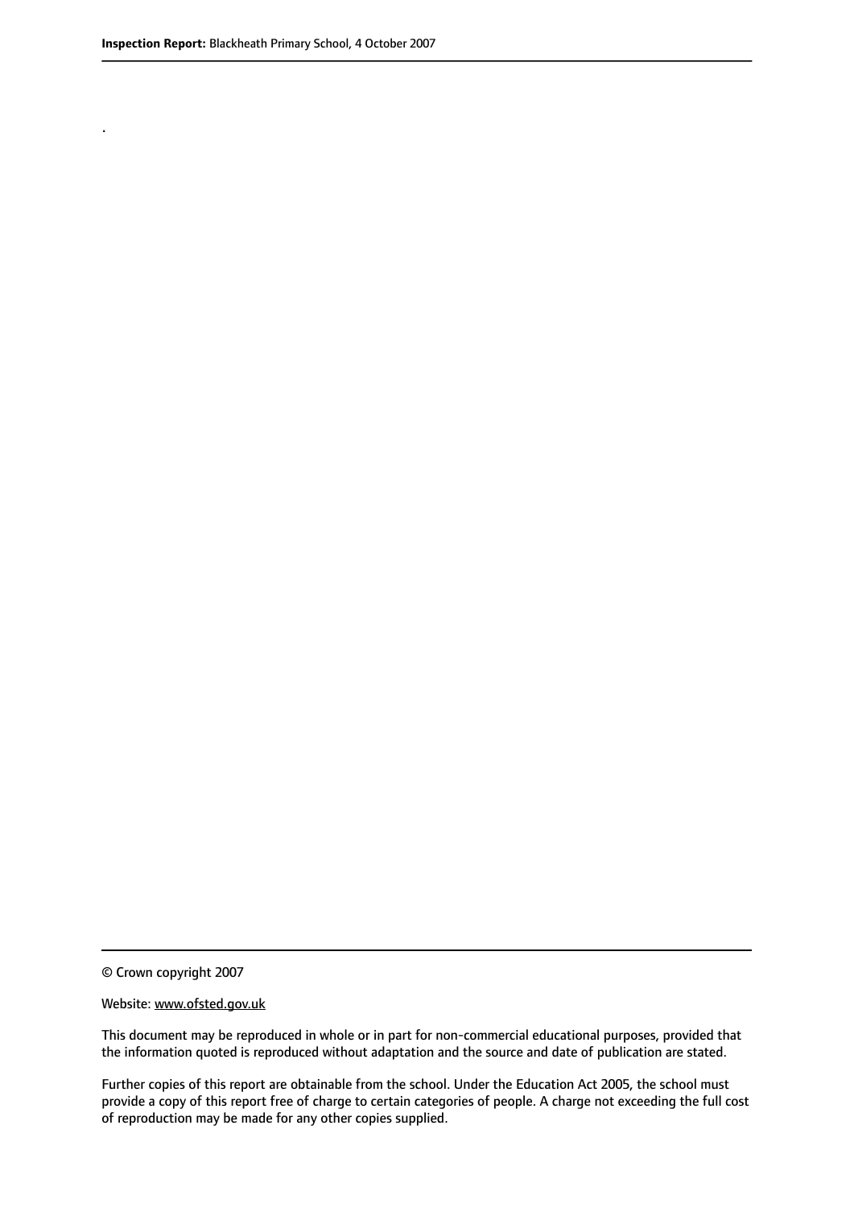.

© Crown copyright 2007

Website: www.ofsted.gov.uk

This document may be reproduced in whole or in part for non-commercial educational purposes, provided that the information quoted is reproduced without adaptation and the source and date of publication are stated.

Further copies of this report are obtainable from the school. Under the Education Act 2005, the school must provide a copy of this report free of charge to certain categories of people. A charge not exceeding the full cost of reproduction may be made for any other copies supplied.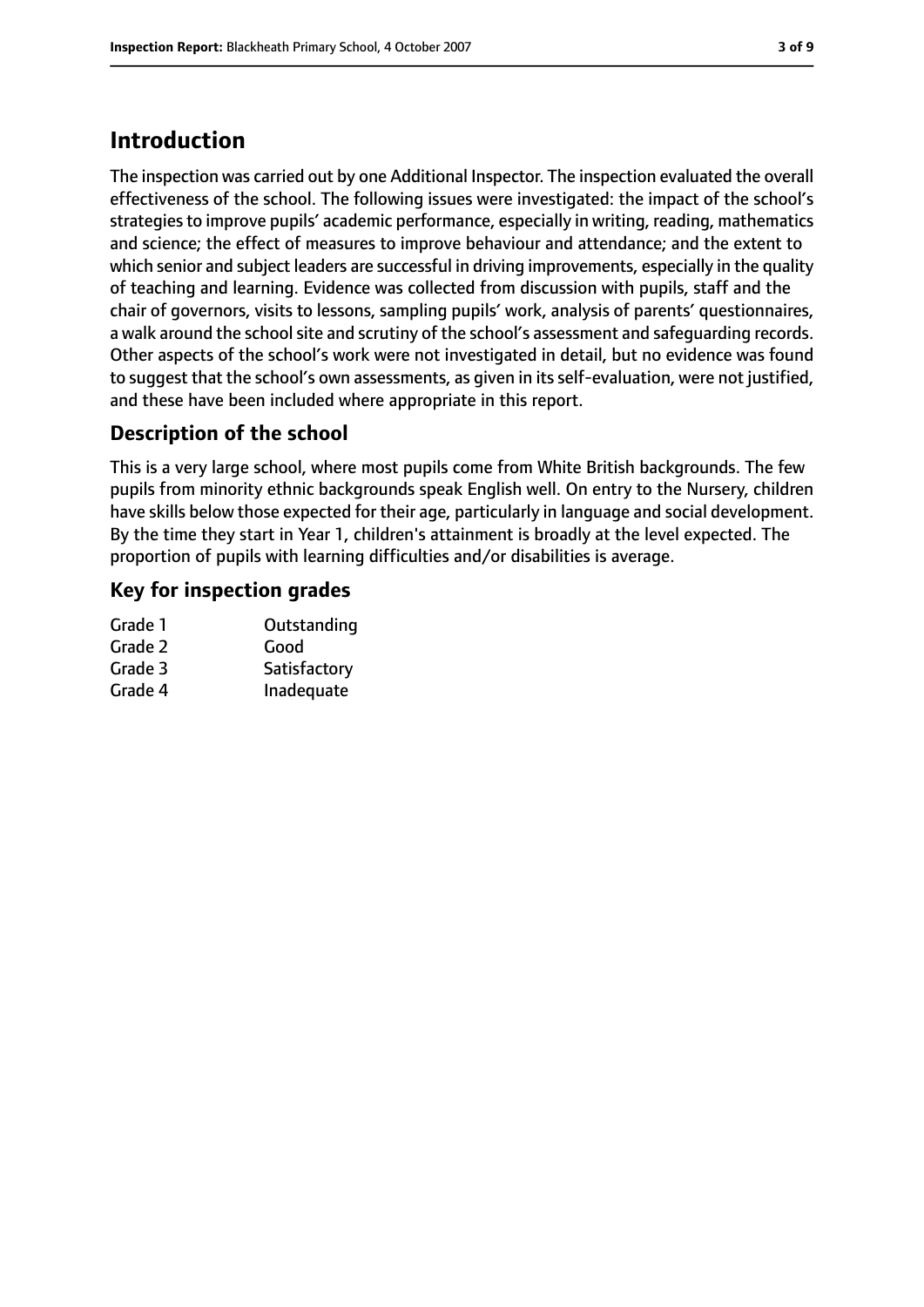# Introduction

The inspection was carried out by one Additional Inspector. The inspection evaluated the overall effectiveness of the school. The following issues were investigated: the impact of the school's strategies to improve pupils' academic performance, especially in writing, reading, mathematics and science; the effect of measures to improve behaviour and attendance; and the extent to which senior and subject leaders are successful in driving improvements, especially in the quality of teaching and learning. Evidence was collected from discussion with pupils, staff and the chair of governors, visits to lessons, sampling pupils' work, analysis of parents' questionnaires, a walk around the school site and scrutiny of the school's assessment and safeguarding records. Other aspects of the school's work were not investigated in detail, but no evidence was found to suggest that the school's own assessments, as given in its self-evaluation, were not justified, and these have been included where appropriate in this report.

## Description of the school

This is a very large school, where most pupils come from White British backgrounds. The few pupils from minority ethnic backgrounds speak English well. On entry to the Nursery, children have skills below those expected for their age, particularly in language and social development. By the time they start in Year 1, children's attainment is broadly at the level expected. The proportion of pupils with learning difficulties and/or disabilities is average.

## Key for inspection grades

| | |
|---|---|
| Grade 1 | Outstanding |
| Grade 2 | Good |
| Grade 3 | Satisfactory |
| Grade 4 | Inadequate |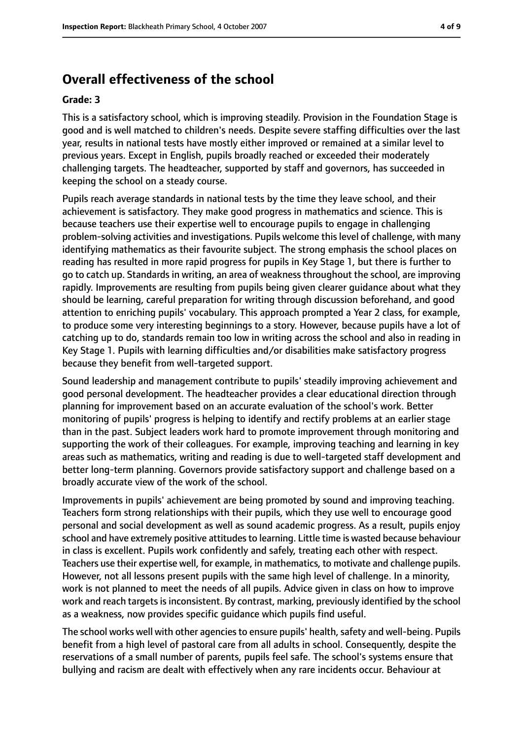## Overall effectiveness of the school

**Grade: 3**

This is a satisfactory school, which is improving steadily. Provision in the Foundation Stage is good and is well matched to children's needs. Despite severe staffing difficulties over the last year, results in national tests have mostly either improved or remained at a similar level to previous years. Except in English, pupils broadly reached or exceeded their moderately challenging targets. The headteacher, supported by staff and governors, has succeeded in keeping the school on a steady course.

Pupils reach average standards in national tests by the time they leave school, and their achievement is satisfactory. They make good progress in mathematics and science. This is because teachers use their expertise well to encourage pupils to engage in challenging problem-solving activities and investigations. Pupils welcome this level of challenge, with many identifying mathematics as their favourite subject. The strong emphasis the school places on reading has resulted in more rapid progress for pupils in Key Stage 1, but there is further to go to catch up. Standards in writing, an area of weakness throughout the school, are improving rapidly. Improvements are resulting from pupils being given clearer guidance about what they should be learning, careful preparation for writing through discussion beforehand, and good attention to enriching pupils' vocabulary. This approach prompted a Year 2 class, for example, to produce some very interesting beginnings to a story. However, because pupils have a lot of catching up to do, standards remain too low in writing across the school and also in reading in Key Stage 1. Pupils with learning difficulties and/or disabilities make satisfactory progress because they benefit from well-targeted support.

Sound leadership and management contribute to pupils' steadily improving achievement and good personal development. The headteacher provides a clear educational direction through planning for improvement based on an accurate evaluation of the school's work. Better monitoring of pupils' progress is helping to identify and rectify problems at an earlier stage than in the past. Subject leaders work hard to promote improvement through monitoring and supporting the work of their colleagues. For example, improving teaching and learning in key areas such as mathematics, writing and reading is due to well-targeted staff development and better long-term planning. Governors provide satisfactory support and challenge based on a broadly accurate view of the work of the school.

Improvements in pupils' achievement are being promoted by sound and improving teaching. Teachers form strong relationships with their pupils, which they use well to encourage good personal and social development as well as sound academic progress. As a result, pupils enjoy school and have extremely positive attitudes to learning. Little time is wasted because behaviour in class is excellent. Pupils work confidently and safely, treating each other with respect. Teachers use their expertise well, for example, in mathematics, to motivate and challenge pupils. However, not all lessons present pupils with the same high level of challenge. In a minority, work is not planned to meet the needs of all pupils. Advice given in class on how to improve work and reach targets is inconsistent. By contrast, marking, previously identified by the school as a weakness, now provides specific guidance which pupils find useful.

The school works well with other agencies to ensure pupils' health, safety and well-being. Pupils benefit from a high level of pastoral care from all adults in school. Consequently, despite the reservations of a small number of parents, pupils feel safe. The school's systems ensure that bullying and racism are dealt with effectively when any rare incidents occur. Behaviour at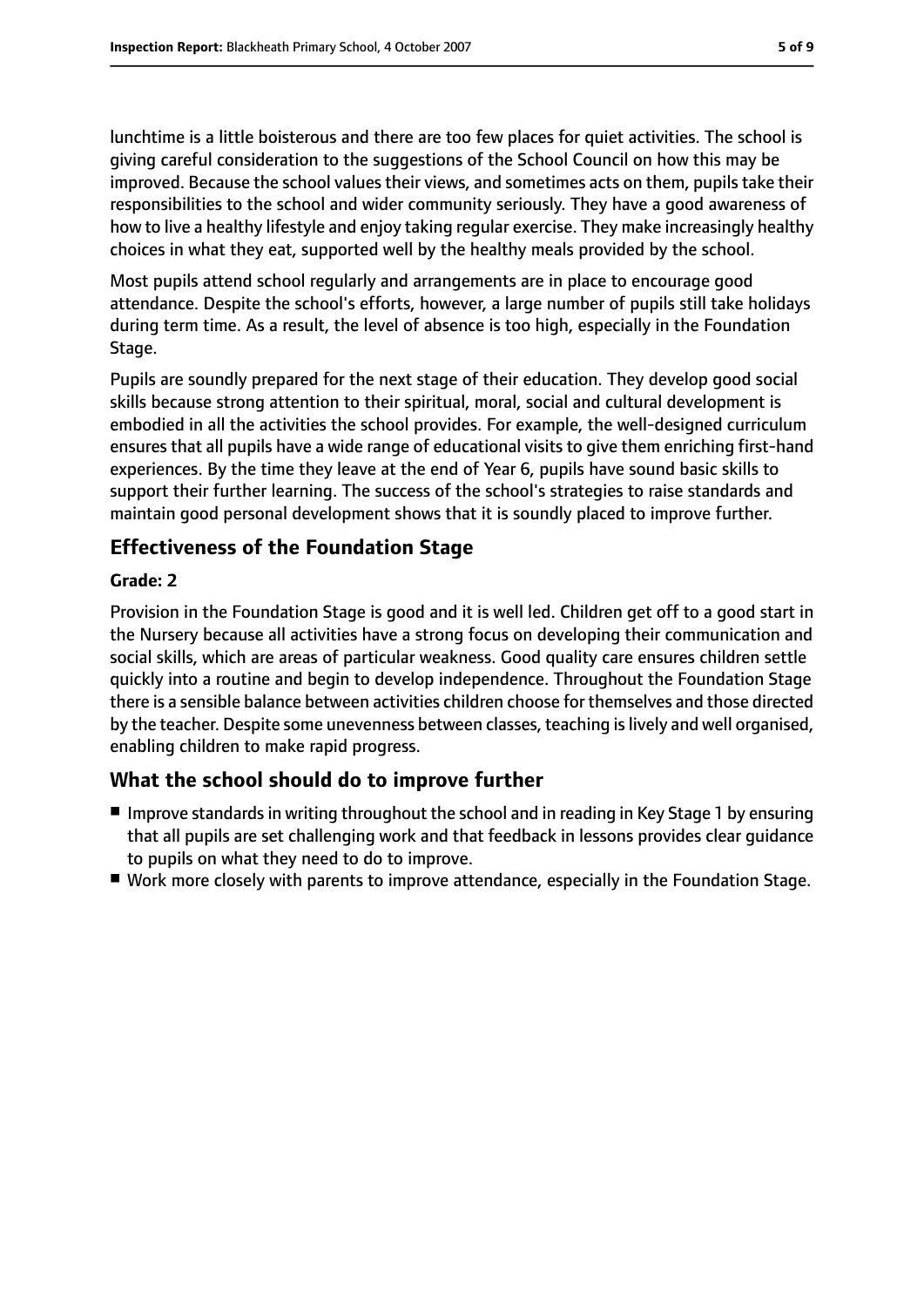lunchtime is a little boisterous and there are too few places for quiet activities. The school is giving careful consideration to the suggestions of the School Council on how this may be improved. Because the school values their views, and sometimes acts on them, pupils take their responsibilities to the school and wider community seriously. They have a good awareness of how to live a healthy lifestyle and enjoy taking regular exercise. They make increasingly healthy choices in what they eat, supported well by the healthy meals provided by the school.

Most pupils attend school regularly and arrangements are in place to encourage good attendance. Despite the school's efforts, however, a large number of pupils still take holidays during term time. As a result, the level of absence is too high, especially in the Foundation Stage.

Pupils are soundly prepared for the next stage of their education. They develop good social skills because strong attention to their spiritual, moral, social and cultural development is embodied in all the activities the school provides. For example, the well-designed curriculum ensures that all pupils have a wide range of educational visits to give them enriching first-hand experiences. By the time they leave at the end of Year 6, pupils have sound basic skills to support their further learning. The success of the school's strategies to raise standards and maintain good personal development shows that it is soundly placed to improve further.

## Effectiveness of the Foundation Stage

**Grade: 2**

Provision in the Foundation Stage is good and it is well led. Children get off to a good start in the Nursery because all activities have a strong focus on developing their communication and social skills, which are areas of particular weakness. Good quality care ensures children settle quickly into a routine and begin to develop independence. Throughout the Foundation Stage there is a sensible balance between activities children choose for themselves and those directed by the teacher. Despite some unevenness between classes, teaching is lively and well organised, enabling children to make rapid progress.

## What the school should do to improve further

- Improve standards in writing throughout the school and in reading in Key Stage 1 by ensuring that all pupils are set challenging work and that feedback in lessons provides clear guidance to pupils on what they need to do to improve.
- Work more closely with parents to improve attendance, especially in the Foundation Stage.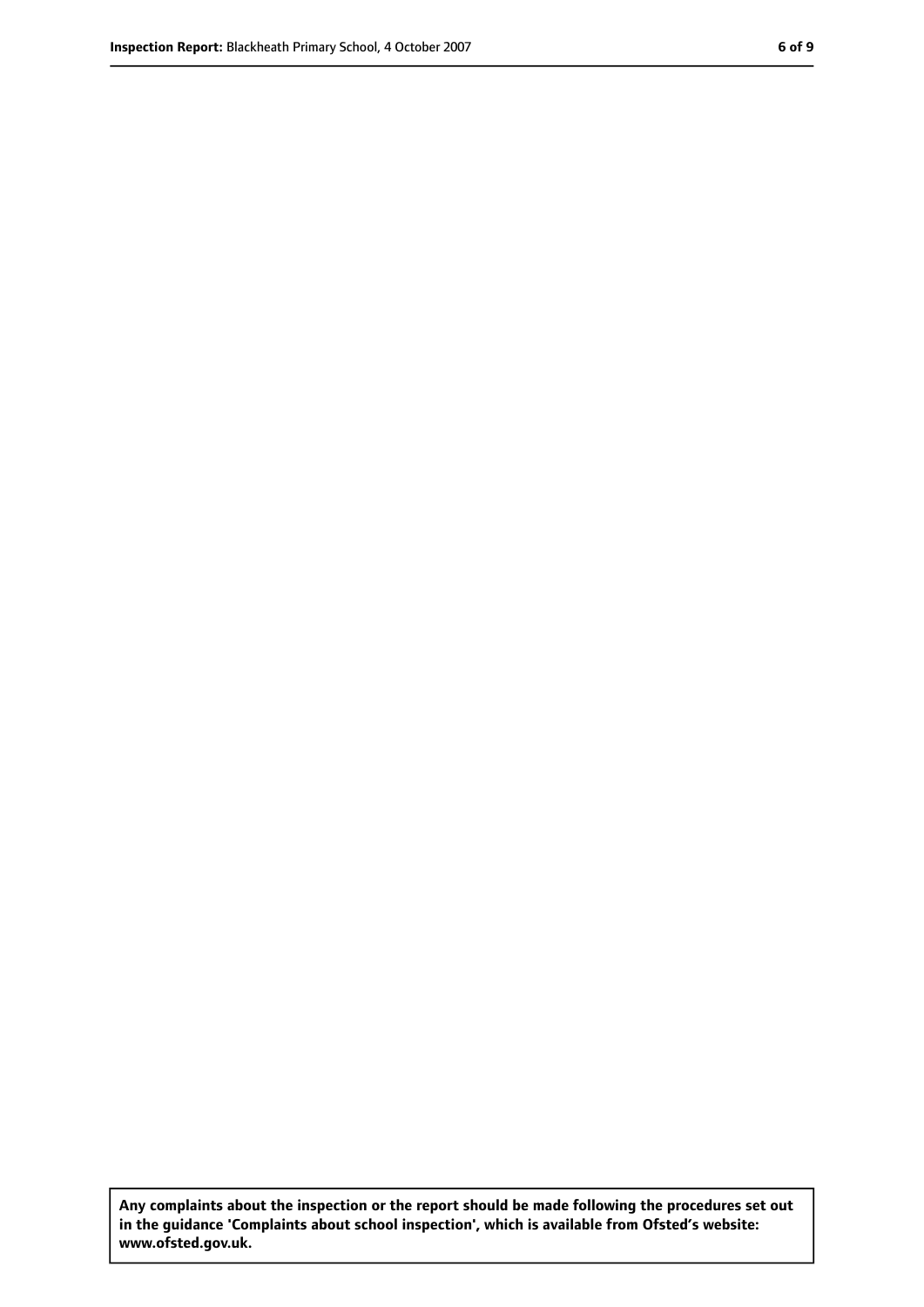**Any complaints about the inspection or the report should be made following the procedures set out in the guidance 'Complaints about school inspection', which is available from Ofsted's website: www.ofsted.gov.uk.**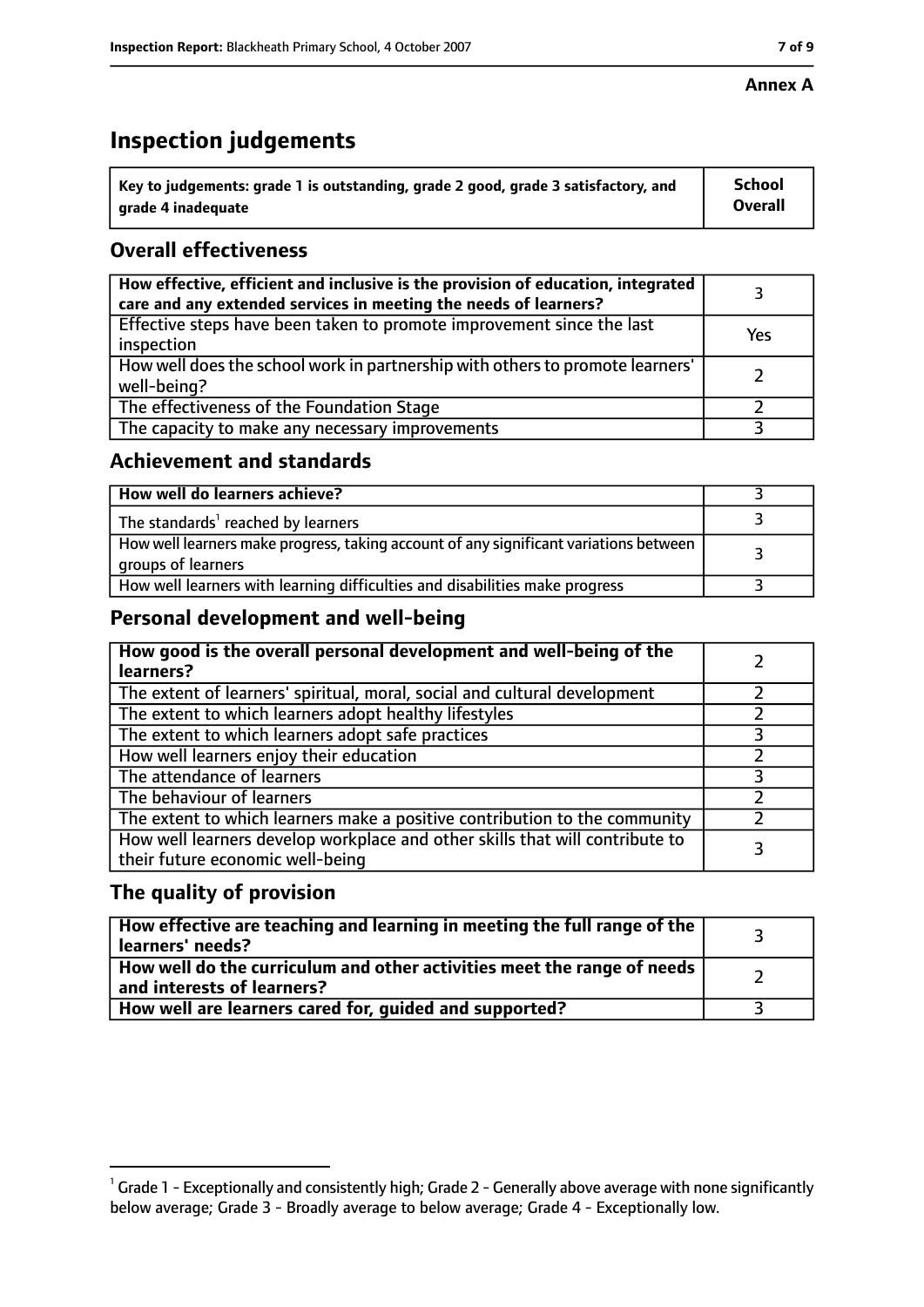**Annex A**

# Inspection judgements

| Key to judgements: grade 1 is outstanding, grade 2 good, grade 3 satisfactory, and grade 4 inadequate | School Overall |
|---|---|

## Overall effectiveness

| | |
|---|---|
| How effective, efficient and inclusive is the provision of education, integrated care and any extended services in meeting the needs of learners? | 3 |
| Effective steps have been taken to promote improvement since the last inspection | Yes |
| How well does the school work in partnership with others to promote learners' well-being? | 2 |
| The effectiveness of the Foundation Stage | 2 |
| The capacity to make any necessary improvements | 3 |

## Achievement and standards

| | |
|---|---|
| **How well do learners achieve?** | 3 |
| The standards[1] reached by learners | 3 |
| How well learners make progress, taking account of any significant variations between groups of learners | 3 |
| How well learners with learning difficulties and disabilities make progress | 3 |

## Personal development and well-being

| | |
|---|---|
| **How good is the overall personal development and well-being of the learners?** | 2 |
| The extent of learners' spiritual, moral, social and cultural development | 2 |
| The extent to which learners adopt healthy lifestyles | 2 |
| The extent to which learners adopt safe practices | 3 |
| How well learners enjoy their education | 2 |
| The attendance of learners | 3 |
| The behaviour of learners | 2 |
| The extent to which learners make a positive contribution to the community | 2 |
| How well learners develop workplace and other skills that will contribute to their future economic well-being | 3 |

## The quality of provision

| | |
|---|---|
| **How effective are teaching and learning in meeting the full range of the learners' needs?** | 3 |
| **How well do the curriculum and other activities meet the range of needs and interests of learners?** | 2 |
| **How well are learners cared for, guided and supported?** | 3 |

[1] Grade 1 - Exceptionally and consistently high; Grade 2 - Generally above average with none significantly below average; Grade 3 - Broadly average to below average; Grade 4 - Exceptionally low.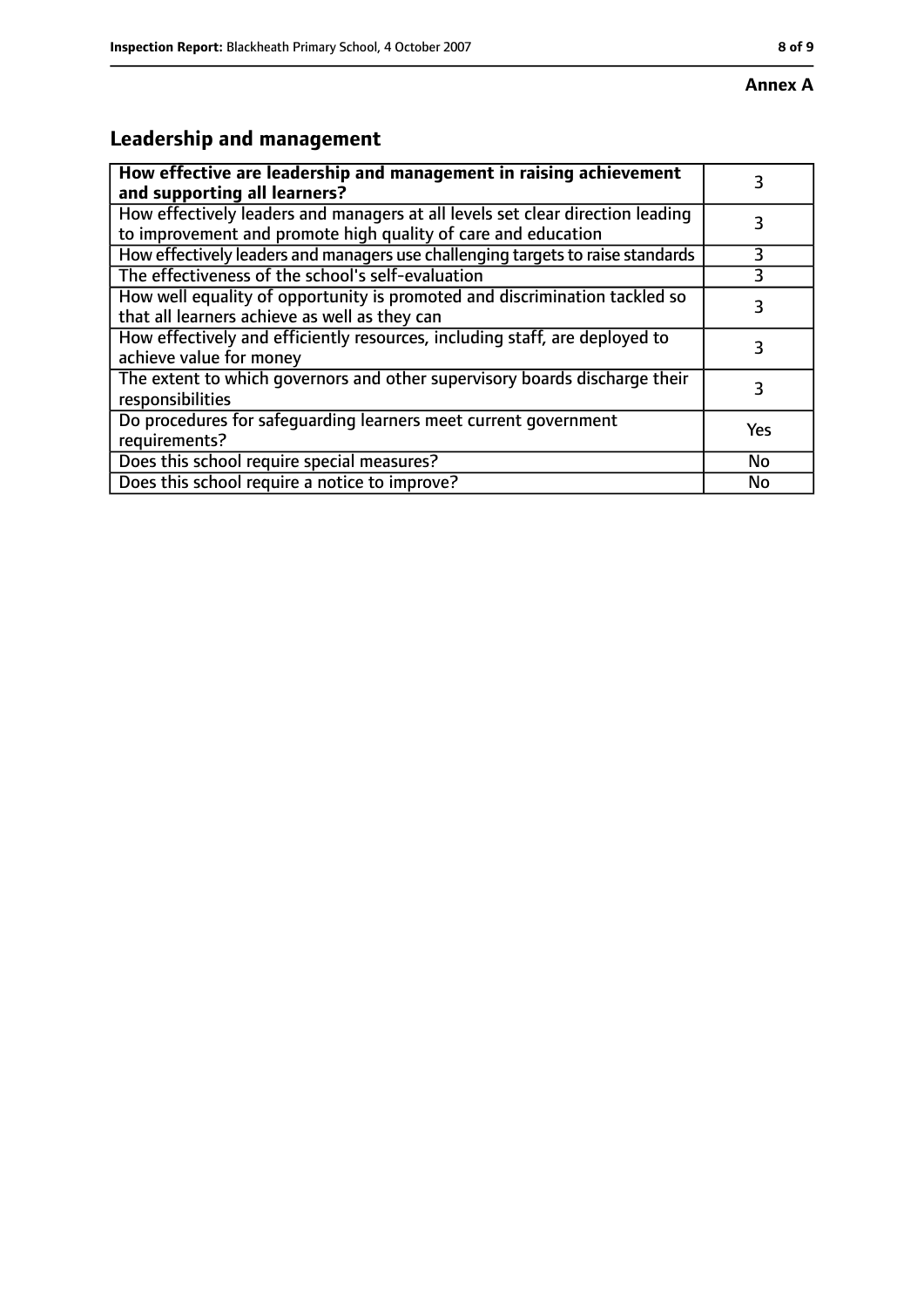**Annex A**

## Leadership and management

| **How effective are leadership and management in raising achievement and supporting all learners?** | 3 |
|---|---|
| How effectively leaders and managers at all levels set clear direction leading to improvement and promote high quality of care and education | 3 |
| How effectively leaders and managers use challenging targets to raise standards | 3 |
| The effectiveness of the school's self-evaluation | 3 |
| How well equality of opportunity is promoted and discrimination tackled so that all learners achieve as well as they can | 3 |
| How effectively and efficiently resources, including staff, are deployed to achieve value for money | 3 |
| The extent to which governors and other supervisory boards discharge their responsibilities | 3 |
| Do procedures for safeguarding learners meet current government requirements? | Yes |
| Does this school require special measures? | No |
| Does this school require a notice to improve? | No |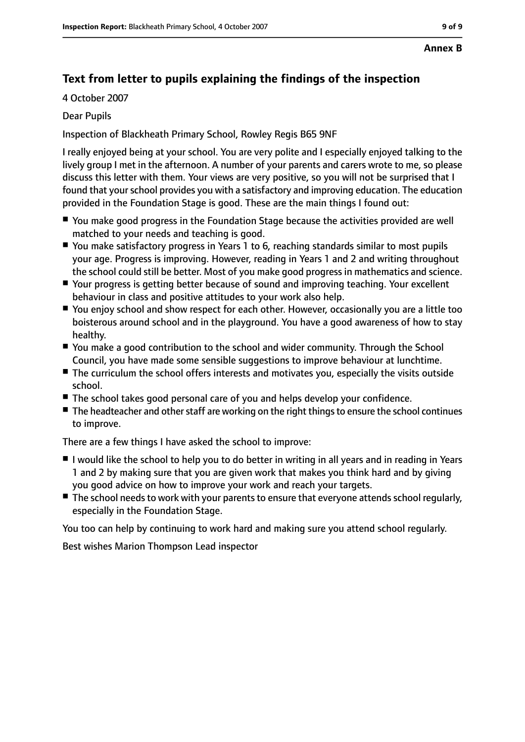**Annex B**

## Text from letter to pupils explaining the findings of the inspection

4 October 2007

Dear Pupils

Inspection of Blackheath Primary School, Rowley Regis B65 9NF

I really enjoyed being at your school. You are very polite and I especially enjoyed talking to the lively group I met in the afternoon. A number of your parents and carers wrote to me, so please discuss this letter with them. Your views are very positive, so you will not be surprised that I found that your school provides you with a satisfactory and improving education. The education provided in the Foundation Stage is good. These are the main things I found out:

- You make good progress in the Foundation Stage because the activities provided are well matched to your needs and teaching is good.
- You make satisfactory progress in Years 1 to 6, reaching standards similar to most pupils your age. Progress is improving. However, reading in Years 1 and 2 and writing throughout the school could still be better. Most of you make good progress in mathematics and science.
- Your progress is getting better because of sound and improving teaching. Your excellent behaviour in class and positive attitudes to your work also help.
- You enjoy school and show respect for each other. However, occasionally you are a little too boisterous around school and in the playground. You have a good awareness of how to stay healthy.
- You make a good contribution to the school and wider community. Through the School Council, you have made some sensible suggestions to improve behaviour at lunchtime.
- The curriculum the school offers interests and motivates you, especially the visits outside school.
- The school takes good personal care of you and helps develop your confidence.
- The headteacher and other staff are working on the right things to ensure the school continues to improve.

There are a few things I have asked the school to improve:

- I would like the school to help you to do better in writing in all years and in reading in Years 1 and 2 by making sure that you are given work that makes you think hard and by giving you good advice on how to improve your work and reach your targets.
- The school needs to work with your parents to ensure that everyone attends school regularly, especially in the Foundation Stage.

You too can help by continuing to work hard and making sure you attend school regularly.

Best wishes Marion Thompson Lead inspector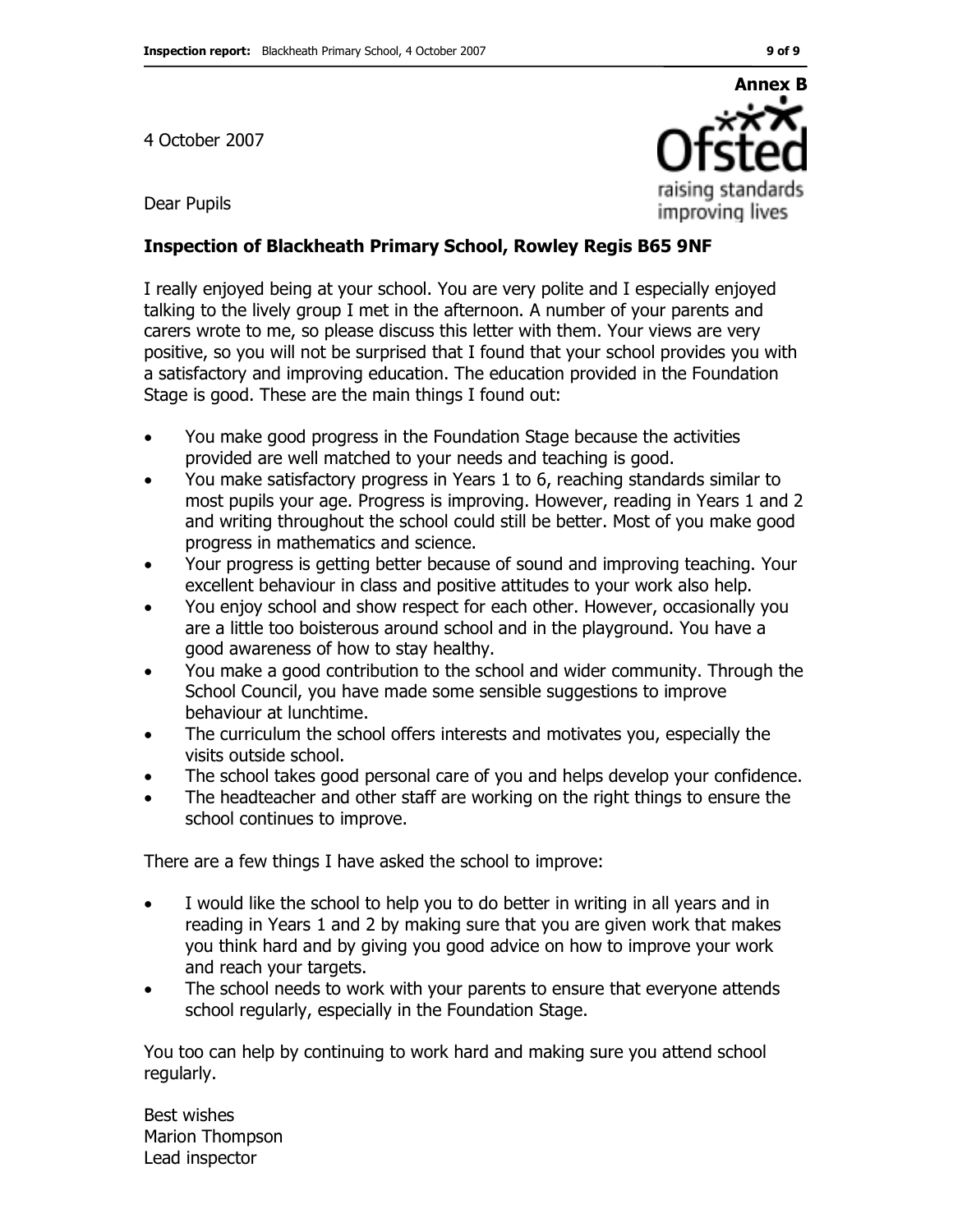**Annex B**

4 October 2007

Dear Pupils

**Inspection of Blackheath Primary School, Rowley Regis B65 9NF**

I really enjoyed being at your school. You are very polite and I especially enjoyed talking to the lively group I met in the afternoon. A number of your parents and carers wrote to me, so please discuss this letter with them. Your views are very positive, so you will not be surprised that I found that your school provides you with a satisfactory and improving education. The education provided in the Foundation Stage is good. These are the main things I found out:

- You make good progress in the Foundation Stage because the activities provided are well matched to your needs and teaching is good.
- You make satisfactory progress in Years 1 to 6, reaching standards similar to most pupils your age. Progress is improving. However, reading in Years 1 and 2 and writing throughout the school could still be better. Most of you make good progress in mathematics and science.
- Your progress is getting better because of sound and improving teaching. Your excellent behaviour in class and positive attitudes to your work also help.
- You enjoy school and show respect for each other. However, occasionally you are a little too boisterous around school and in the playground. You have a good awareness of how to stay healthy.
- You make a good contribution to the school and wider community. Through the School Council, you have made some sensible suggestions to improve behaviour at lunchtime.
- The curriculum the school offers interests and motivates you, especially the visits outside school.
- The school takes good personal care of you and helps develop your confidence.
- The headteacher and other staff are working on the right things to ensure the school continues to improve.

There are a few things I have asked the school to improve:

- I would like the school to help you to do better in writing in all years and in reading in Years 1 and 2 by making sure that you are given work that makes you think hard and by giving you good advice on how to improve your work and reach your targets.
- The school needs to work with your parents to ensure that everyone attends school regularly, especially in the Foundation Stage.

You too can help by continuing to work hard and making sure you attend school regularly.

Best wishes
Marion Thompson
Lead inspector